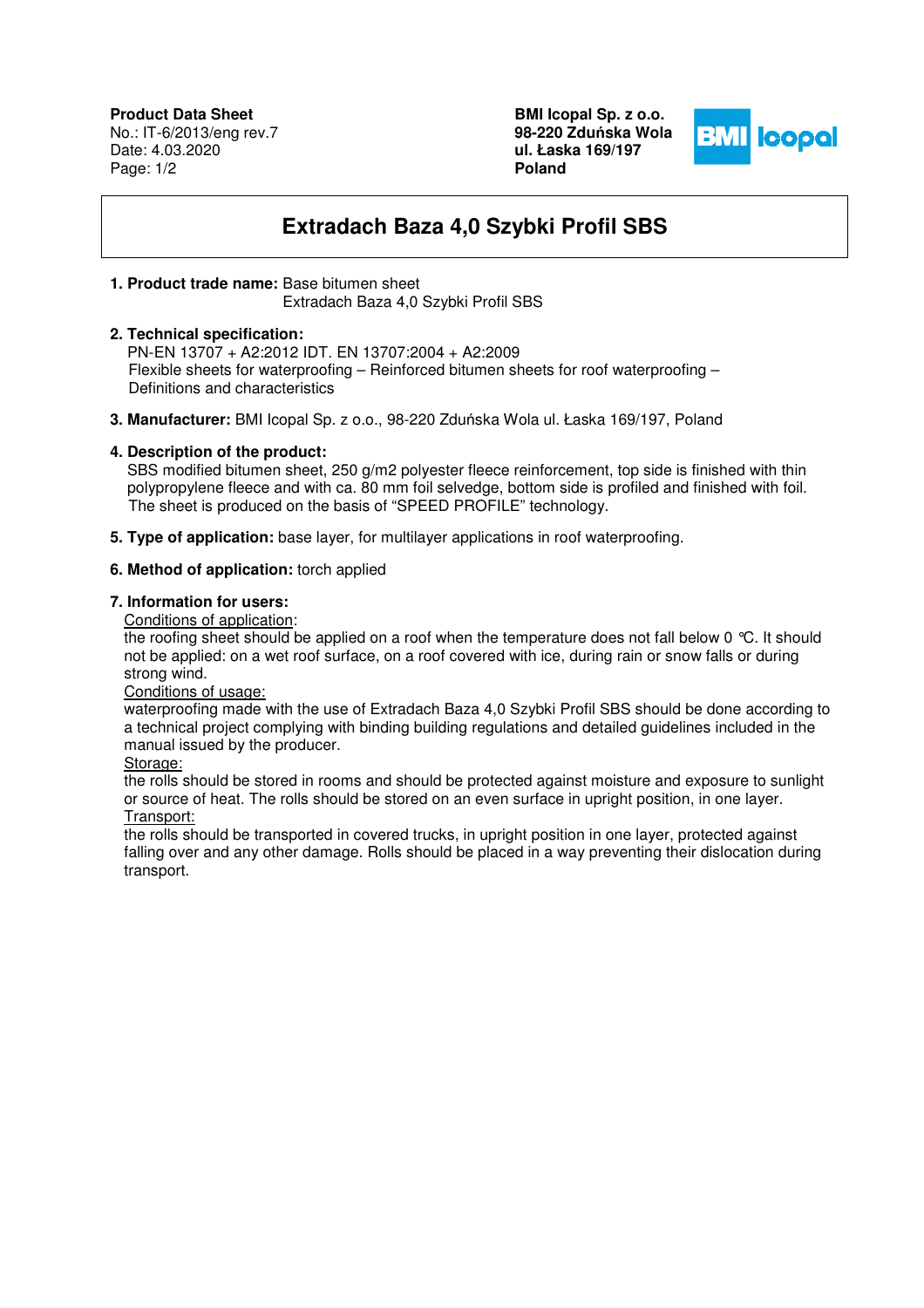**Product Data Sheet**
No.: IT-6/2013/eng rev.7
Date: 4.03.2020

**BMI Icopal Sp. z o.o.**
**98-220 Zduńska Wola**
**ul. Łaska 169/197**
**Poland**

# Extradach Baza 4,0 Szybki Profil SBS

**1. Product trade name:** Base bitumen sheet
Extradach Baza 4,0 Szybki Profil SBS

**2. Technical specification:**
PN-EN 13707 + A2:2012 IDT. EN 13707:2004 + A2:2009
Flexible sheets for waterproofing – Reinforced bitumen sheets for roof waterproofing – Definitions and characteristics

**3. Manufacturer:** BMI Icopal Sp. z o.o., 98-220 Zduńska Wola ul. Łaska 169/197, Poland

**4. Description of the product:**
SBS modified bitumen sheet, 250 g/m2 polyester fleece reinforcement, top side is finished with thin polypropylene fleece and with ca. 80 mm foil selvedge, bottom side is profiled and finished with foil. The sheet is produced on the basis of "SPEED PROFILE" technology.

**5. Type of application:** base layer, for multilayer applications in roof waterproofing.

**6. Method of application:** torch applied

**7. Information for users:**

Conditions of application:
the roofing sheet should be applied on a roof when the temperature does not fall below 0 °C. It should not be applied: on a wet roof surface, on a roof covered with ice, during rain or snow falls or during strong wind.

Conditions of usage:
waterproofing made with the use of Extradach Baza 4,0 Szybki Profil SBS should be done according to a technical project complying with binding building regulations and detailed guidelines included in the manual issued by the producer.

Storage:
the rolls should be stored in rooms and should be protected against moisture and exposure to sunlight or source of heat. The rolls should be stored on an even surface in upright position, in one layer.

Transport:
the rolls should be transported in covered trucks, in upright position in one layer, protected against falling over and any other damage. Rolls should be placed in a way preventing their dislocation during transport.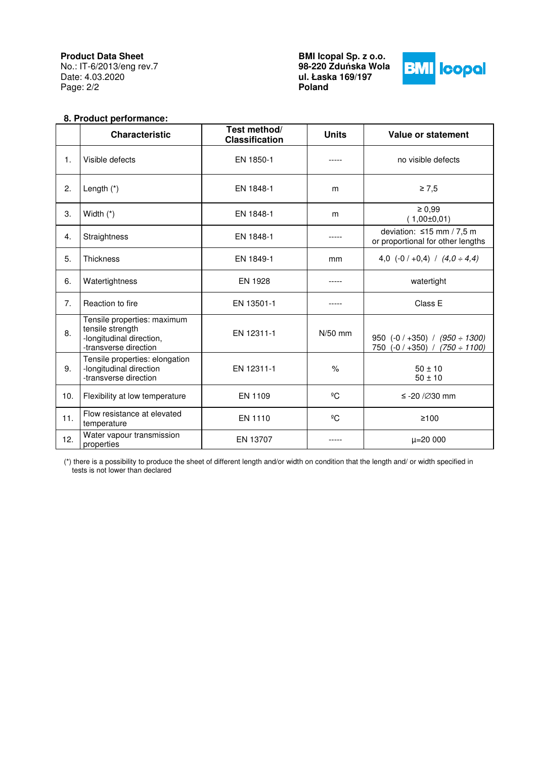**Product Data Sheet**
No.: IT-6/2013/eng rev.7
Date: 4.03.2020
Page: 2/2

**BMI Icopal Sp. z o.o.**
**98-220 Zduńska Wola**
**ul. Łaska 169/197**
**Poland**

### 8. Product performance:

| | Characteristic | Test method/ Classification | Units | Value or statement |
|---|---|---|---|---|
| 1. | Visible defects | EN 1850-1 | ----- | no visible defects |
| 2. | Length (*) | EN 1848-1 | m | ≥ 7,5 |
| 3. | Width (*) | EN 1848-1 | m | ≥ 0,99 ( 1,00±0,01) |
| 4. | Straightness | EN 1848-1 | ----- | deviation: ≤15 mm / 7,5 m or proportional for other lengths |
| 5. | Thickness | EN 1849-1 | mm | 4,0 (-0 / +0,4) / *(4,0 ÷ 4,4)* |
| 6. | Watertightness | EN 1928 | ----- | watertight |
| 7. | Reaction to fire | EN 13501-1 | ----- | Class E |
| 8. | Tensile properties: maximum tensile strength -longitudinal direction, -transverse direction | EN 12311-1 | N/50 mm | 950 (-0 / +350) / *(950 ÷ 1300)* 750 (-0 / +350) / *(750 ÷ 1100)* |
| 9. | Tensile properties: elongation -longitudinal direction -transverse direction | EN 12311-1 | % | 50 ± 10 50 ± 10 |
| 10. | Flexibility at low temperature | EN 1109 | ºC | ≤ -20 /∅30 mm |
| 11. | Flow resistance at elevated temperature | EN 1110 | ºC | ≥100 |
| 12. | Water vapour transmission properties | EN 13707 | ----- | μ=20 000 |

(*) there is a possibility to produce the sheet of different length and/or width on condition that the length and/ or width specified in tests is not lower than declared